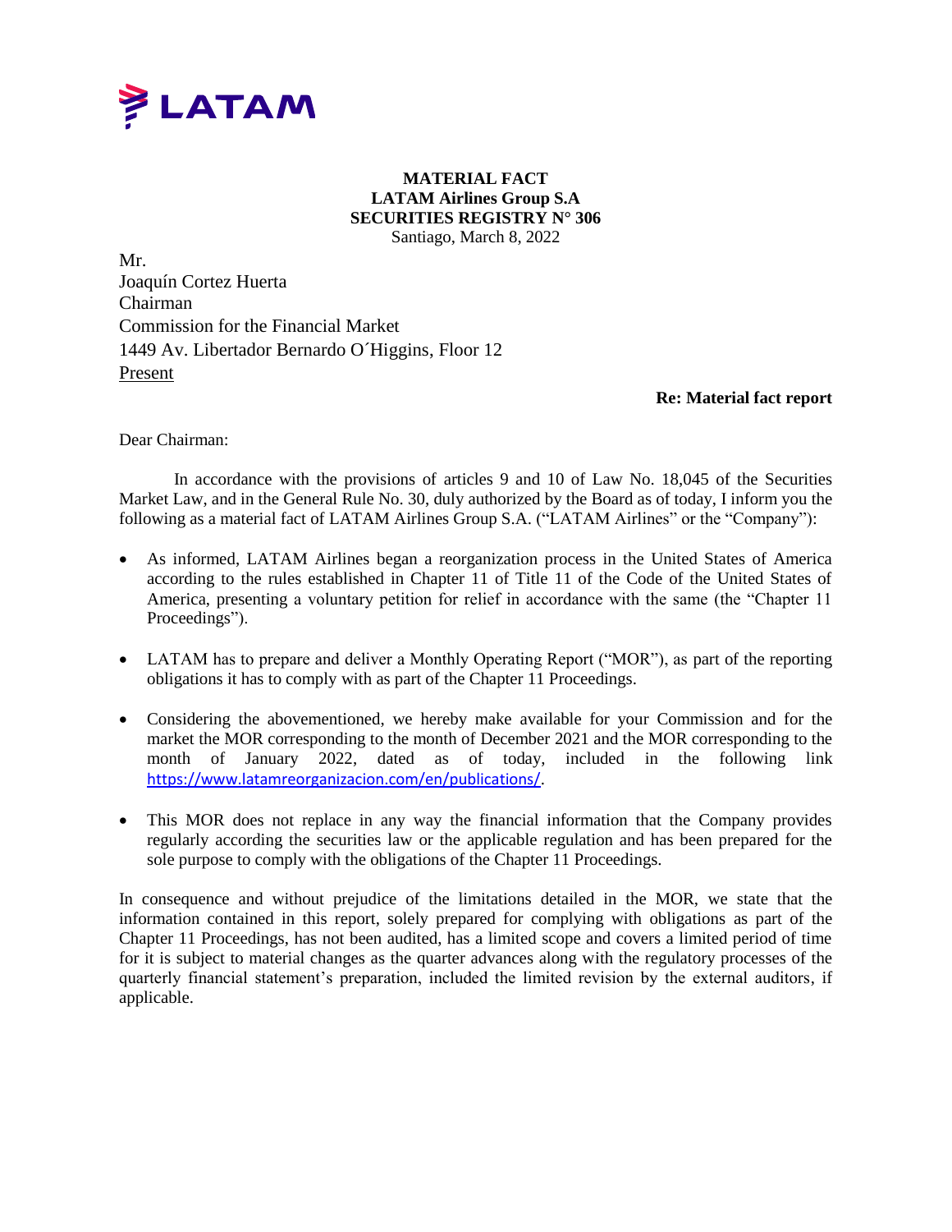**MATERIAL FACT**
**LATAM Airlines Group S.A**
**SECURITIES REGISTRY N° 306**
Santiago, March 8, 2022

Mr.
Joaquín Cortez Huerta
Chairman
Commission for the Financial Market
1449 Av. Libertador Bernardo O´Higgins, Floor 12
Present

**Re: Material fact report**

Dear Chairman:

In accordance with the provisions of articles 9 and 10 of Law No. 18,045 of the Securities Market Law, and in the General Rule No. 30, duly authorized by the Board as of today, I inform you the following as a material fact of LATAM Airlines Group S.A. ("LATAM Airlines" or the "Company"):

- As informed, LATAM Airlines began a reorganization process in the United States of America according to the rules established in Chapter 11 of Title 11 of the Code of the United States of America, presenting a voluntary petition for relief in accordance with the same (the "Chapter 11 Proceedings").
- LATAM has to prepare and deliver a Monthly Operating Report ("MOR"), as part of the reporting obligations it has to comply with as part of the Chapter 11 Proceedings.
- Considering the abovementioned, we hereby make available for your Commission and for the market the MOR corresponding to the month of December 2021 and the MOR corresponding to the month of January 2022, dated as of today, included in the following link https://www.latamreorganizacion.com/en/publications/.
- This MOR does not replace in any way the financial information that the Company provides regularly according the securities law or the applicable regulation and has been prepared for the sole purpose to comply with the obligations of the Chapter 11 Proceedings.

In consequence and without prejudice of the limitations detailed in the MOR, we state that the information contained in this report, solely prepared for complying with obligations as part of the Chapter 11 Proceedings, has not been audited, has a limited scope and covers a limited period of time for it is subject to material changes as the quarter advances along with the regulatory processes of the quarterly financial statement's preparation, included the limited revision by the external auditors, if applicable.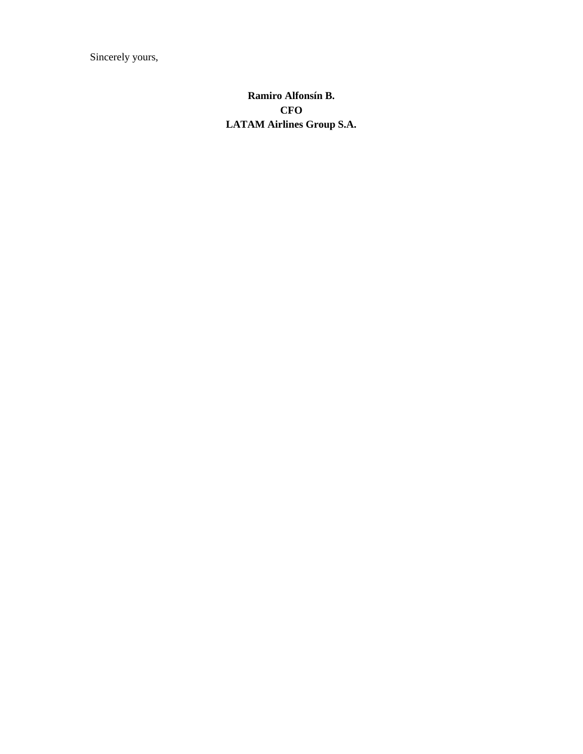Sincerely yours,

**Ramiro Alfonsín B.**
**CFO**
**LATAM Airlines Group S.A.**